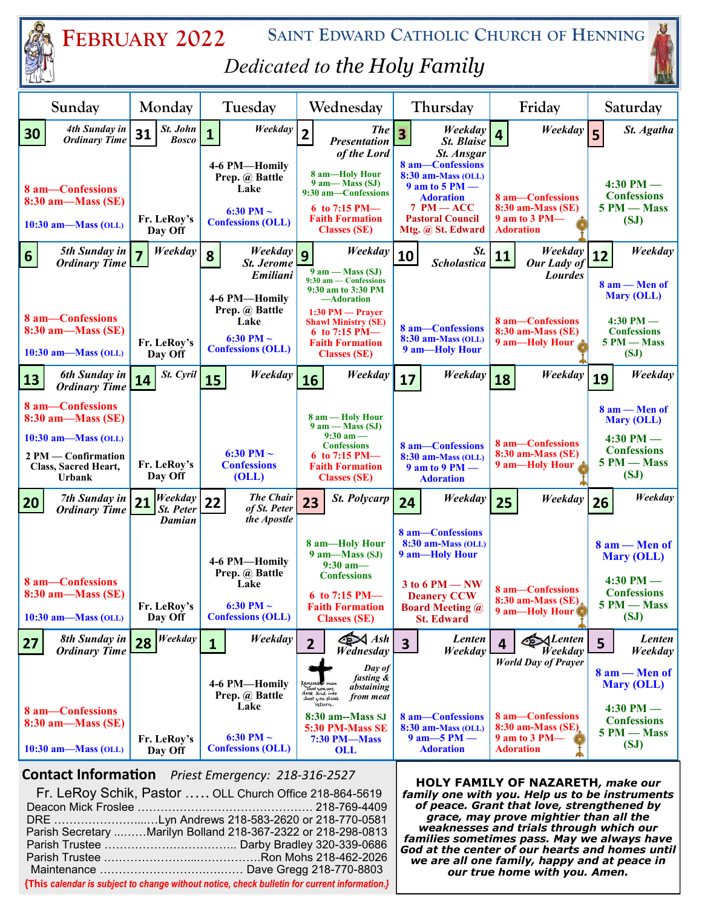# February 2022

## Saint Edward Catholic Church of Henning

*Dedicated to the Holy Family*

| Sunday | Monday | Tuesday | Wednesday | Thursday | Friday | Saturday |
|---|---|---|---|---|---|---|
| **30** *4th Sunday in Ordinary Time*<br>8 am—Confessions<br>8:30 am—Mass (SE)<br>10:30 am—Mass (OLL) | **31** *St. John Bosco*<br>Fr. LeRoy's Day Off | **1** *Weekday*<br>4-6 PM—Homily Prep. @ Battle Lake<br>6:30 PM ~ Confessions (OLL) | **2** *The Presentation of the Lord*<br>8 am—Holy Hour<br>9 am— Mass (SJ)<br>9:30 am—Confessions<br>6 to 7:15 PM—Faith Formation Classes (SE) | **3** *Weekday St. Blaise St. Ansgar*<br>8 am—Confessions<br>8:30 am-Mass (OLL)<br>9 am to 5 PM — Adoration<br>7 PM — ACC Pastoral Council Mtg. @ St. Edward | **4** *Weekday*<br>8 am—Confessions<br>8:30 am-Mass (SE)<br>9 am to 3 PM—Adoration | **5** *St. Agatha*<br>4:30 PM — Confessions<br>5 PM — Mass (SJ) |
| **6** *5th Sunday in Ordinary Time*<br>8 am—Confessions<br>8:30 am—Mass (SE)<br>10:30 am—Mass (OLL) | **7** *Weekday*<br>Fr. LeRoy's Day Off | **8** *Weekday St. Jerome Emiliani*<br>4-6 PM—Homily Prep. @ Battle Lake<br>6:30 PM ~ Confessions (OLL) | **9** *Weekday*<br>9 am — Mass (SJ)<br>9:30 am — Confessions<br>9:30 am to 3:30 PM —Adoration<br>1:30 PM — Prayer Shawl Ministry (SE)<br>6 to 7:15 PM—Faith Formation Classes (SE) | **10** *St. Scholastica*<br>8 am—Confessions<br>8:30 am-Mass (OLL)<br>9 am—Holy Hour | **11** *Weekday Our Lady of Lourdes*<br>8 am—Confessions<br>8:30 am-Mass (SE)<br>9 am—Holy Hour | **12** *Weekday*<br>8 am — Men of Mary (OLL)<br>4:30 PM — Confessions<br>5 PM — Mass (SJ) |
| **13** *6th Sunday in Ordinary Time*<br>8 am—Confessions<br>8:30 am—Mass (SE)<br>10:30 am—Mass (OLL)<br>2 PM — Confirmation Class, Sacred Heart, Urbank | **14** *St. Cyril*<br>Fr. LeRoy's Day Off | **15** *Weekday*<br>6:30 PM ~ Confessions (OLL) | **16** *Weekday*<br>8 am — Holy Hour<br>9 am — Mass (SJ)<br>9:30 am — Confessions<br>6 to 7:15 PM—Faith Formation Classes (SE) | **17** *Weekday*<br>8 am—Confessions<br>8:30 am-Mass (OLL)<br>9 am to 9 PM — Adoration | **18** *Weekday*<br>8 am—Confessions<br>8:30 am-Mass (SE)<br>9 am—Holy Hour | **19** *Weekday*<br>8 am — Men of Mary (OLL)<br>4:30 PM — Confessions<br>5 PM — Mass (SJ) |
| **20** *7th Sunday in Ordinary Time*<br>8 am—Confessions<br>8:30 am—Mass (SE)<br>10:30 am—Mass (OLL) | **21** *Weekday St. Peter Damian*<br>Fr. LeRoy's Day Off | **22** *The Chair of St. Peter the Apostle*<br>4-6 PM—Homily Prep. @ Battle Lake<br>6:30 PM ~ Confessions (OLL) | **23** *St. Polycarp*<br>8 am—Holy Hour<br>9 am—Mass (SJ)<br>9:30 am—Confessions<br>6 to 7:15 PM—Faith Formation Classes (SE) | **24** *Weekday*<br>8 am—Confessions<br>8:30 am-Mass (OLL)<br>9 am—Holy Hour<br>3 to 6 PM — NW Deanery CCW Board Meeting @ St. Edward | **25** *Weekday*<br>8 am—Confessions<br>8:30 am-Mass (SE)<br>9 am—Holy Hour | **26** *Weekday*<br>8 am — Men of Mary (OLL)<br>4:30 PM — Confessions<br>5 PM — Mass (SJ) |
| **27** *8th Sunday in Ordinary Time*<br>8 am—Confessions<br>8:30 am—Mass (SE)<br>10:30 am—Mass (OLL) | **28** *Weekday*<br>Fr. LeRoy's Day Off | **1** *Weekday*<br>4-6 PM—Homily Prep. @ Battle Lake<br>6:30 PM ~ Confessions (OLL) | **2** *Ash Wednesday*<br>*Day of fasting & abstaining from meat*<br>Remember man that you are dust and into dust you shall return.<br>8:30 am--Mass SJ<br>5:30 PM-Mass SE<br>7:30 PM—Mass OLL | **3** *Lenten Weekday*<br>8 am—Confessions<br>8:30 am-Mass (OLL)<br>9 am—5 PM — Adoration | **4** *Lenten Weekday World Day of Prayer*<br>8 am—Confessions<br>8:30 am-Mass (SE)<br>9 am to 3 PM—Adoration | **5** *Lenten Weekday*<br>8 am — Men of Mary (OLL)<br>4:30 PM — Confessions<br>5 PM — Mass (SJ) |

**Contact Information** *Priest Emergency: 218-316-2527*

Fr. LeRoy Schik, Pastor ….. OLL Church Office 218-864-5619
Deacon Mick Froslee ………………………………………. 218-769-4409
DRE …………………......Lyn Andrews 218-583-2620 or 218-770-0581
Parish Secretary ..……Marilyn Bolland 218-367-2322 or 218-298-0813
Parish Trustee …………………………….. Darby Bradley 320-339-0686
Parish Trustee ……………………...……………Ron Mohs 218-462-2026
Maintenance ……………………………..…… Dave Gregg 218-770-8803

*{This calendar is subject to change without notice, check bulletin for current information.}*

**HOLY FAMILY OF NAZARETH, *make our family one with you. Help us to be instruments of peace. Grant that love, strengthened by grace, may prove mightier than all the weaknesses and trials through which our families sometimes pass. May we always have God at the center of our hearts and homes until we are all one family, happy and at peace in our true home with you. Amen.***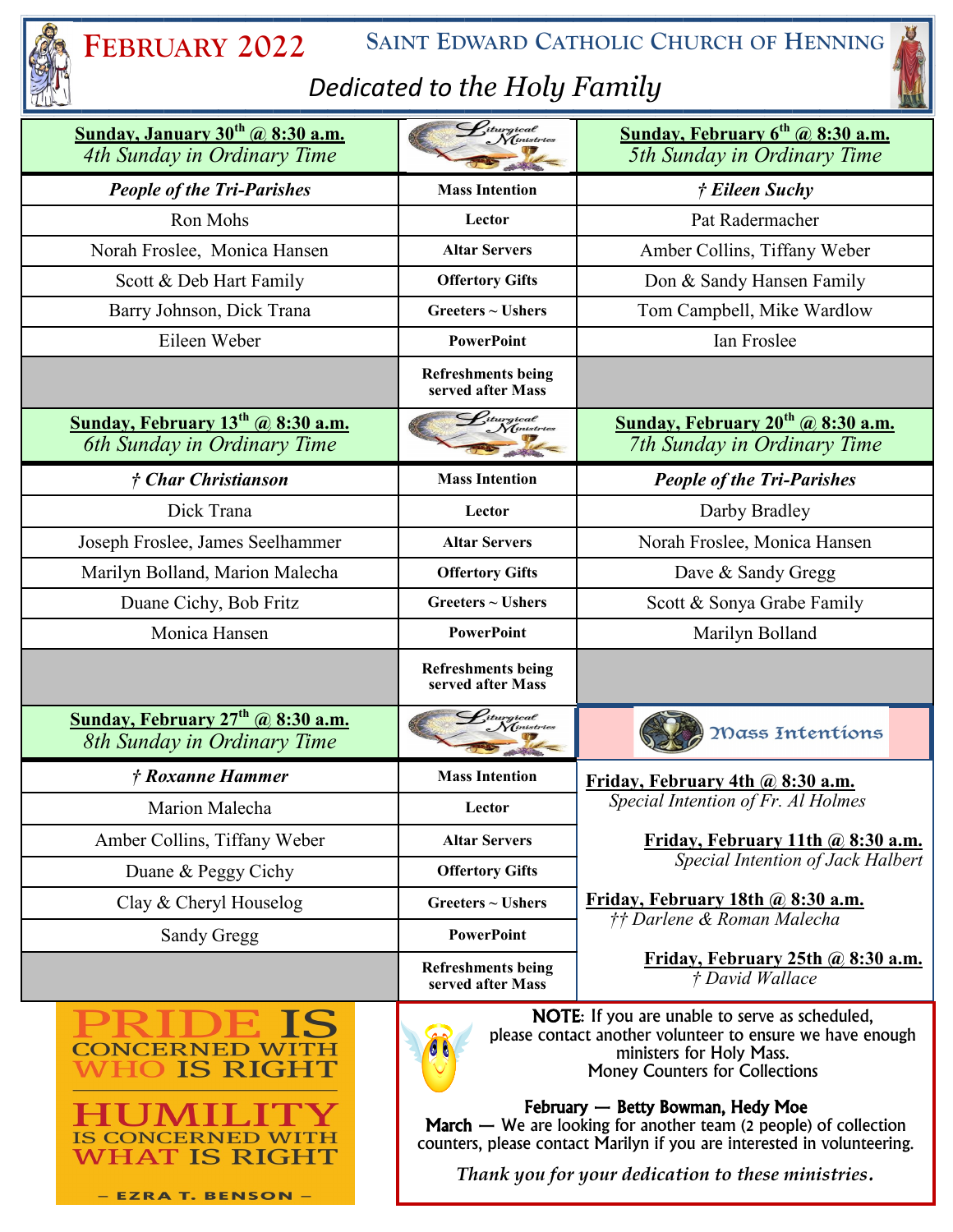# February 2022

## Saint Edward Catholic Church of Henning

*Dedicated to the Holy Family*

| Sunday, January 30th @ 8:30 a.m. *4th Sunday in Ordinary Time* | Liturgical Ministries | Sunday, February 6th @ 8:30 a.m. *5th Sunday in Ordinary Time* |
|---|---|---|
| ***People of the Tri-Parishes*** | **Mass Intention** | ***† Eileen Suchy*** |
| Ron Mohs | **Lector** | Pat Radermacher |
| Norah Froslee, Monica Hansen | **Altar Servers** | Amber Collins, Tiffany Weber |
| Scott & Deb Hart Family | **Offertory Gifts** | Don & Sandy Hansen Family |
| Barry Johnson, Dick Trana | **Greeters ~ Ushers** | Tom Campbell, Mike Wardlow |
| Eileen Weber | **PowerPoint** | Ian Froslee |
| | **Refreshments being served after Mass** | |

| Sunday, February 13th @ 8:30 a.m. *6th Sunday in Ordinary Time* | Liturgical Ministries | Sunday, February 20th @ 8:30 a.m. *7th Sunday in Ordinary Time* |
|---|---|---|
| ***† Char Christianson*** | **Mass Intention** | ***People of the Tri-Parishes*** |
| Dick Trana | **Lector** | Darby Bradley |
| Joseph Froslee, James Seelhammer | **Altar Servers** | Norah Froslee, Monica Hansen |
| Marilyn Bolland, Marion Malecha | **Offertory Gifts** | Dave & Sandy Gregg |
| Duane Cichy, Bob Fritz | **Greeters ~ Ushers** | Scott & Sonya Grabe Family |
| Monica Hansen | **PowerPoint** | Marilyn Bolland |
| | **Refreshments being served after Mass** | |

| Sunday, February 27th @ 8:30 a.m. *8th Sunday in Ordinary Time* | Liturgical Ministries |
|---|---|
| ***† Roxanne Hammer*** | **Mass Intention** |
| Marion Malecha | **Lector** |
| Amber Collins, Tiffany Weber | **Altar Servers** |
| Duane & Peggy Cichy | **Offertory Gifts** |
| Clay & Cheryl Houselog | **Greeters ~ Ushers** |
| Sandy Gregg | **PowerPoint** |
| | **Refreshments being served after Mass** |

## Mass Intentions

**Friday, February 4th @ 8:30 a.m.**
*Special Intention of Fr. Al Holmes*

**Friday, February 11th @ 8:30 a.m.**
*Special Intention of Jack Halbert*

**Friday, February 18th @ 8:30 a.m.**
*†† Darlene & Roman Malecha*

**Friday, February 25th @ 8:30 a.m.**
*† David Wallace*

PRIDE IS CONCERNED WITH WHO IS RIGHT

HUMILITY IS CONCERNED WITH WHAT IS RIGHT

— EZRA T. BENSON —

**NOTE:** If you are unable to serve as scheduled, please contact another volunteer to ensure we have enough ministers for Holy Mass.

Money Counters for Collections

**February — Betty Bowman, Hedy Moe**

**March** — We are looking for another team (2 people) of collection counters, please contact Marilyn if you are interested in volunteering.

*Thank you for your dedication to these ministries.*